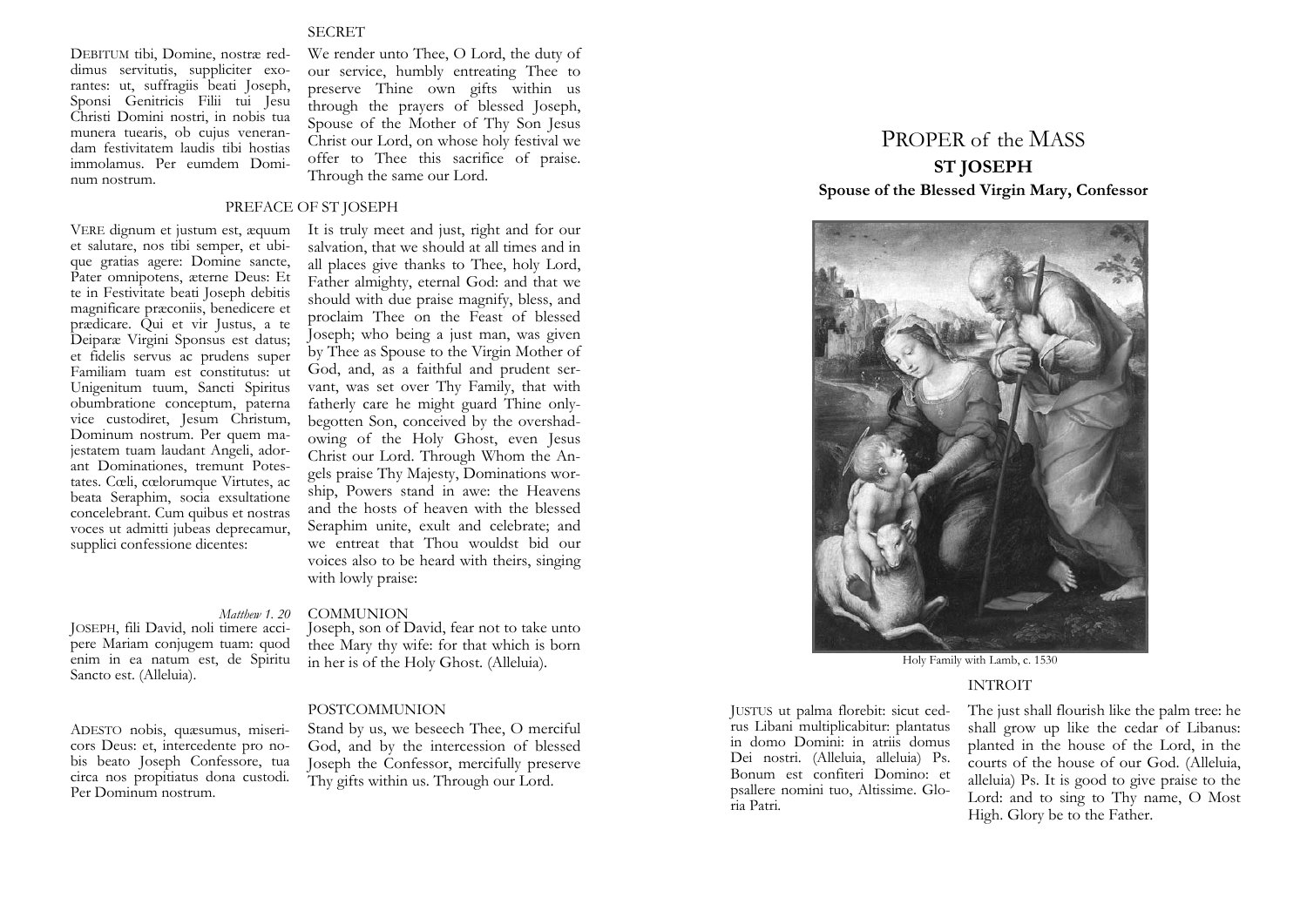### SECRET

DEBITUM tibi, Domine, nostræ reddimus servitutis, suppliciter exorantes: ut, suffragiis beati Joseph, Sponsi Genitricis Filii tui Jesu Christi Domini nostri, in nobis tua munera tuearis, ob cujus venerandam festivitatem laudis tibi hostias immolamus. Per eumdem Dominum nostrum.

We render unto Thee, O Lord, the duty of our service, humbly entreating Thee to preserve Thine own gifts within us through the prayers of blessed Joseph, Spouse of the Mother of Thy Son Jesus Christ our Lord, on whose holy festival we offer to Thee this sacrifice of praise. Through the same our Lord.

### PREFACE OF ST JOSEPH

VERE dignum et justum est, æquum et salutare, nos tibi semper, et ubique gratias agere: Domine sancte, Pater omnipotens, æterne Deus: Et te in Festivitate beati Joseph debitis magnificare præconiis, benedicere et prædicare. Qui et vir Justus, a te Deiparæ Virgini Sponsus est datus; et fidelis servus ac prudens super Familiam tuam est constitutus: ut Unigenitum tuum, Sancti Spiritus obumbratione conceptum, paterna vice custodiret, Jesum Christum, Dominum nostrum. Per quem majestatem tuam laudant Angeli, adorant Dominationes, tremunt Potestates. Cœli, cœlorumque Virtutes, ac beata Seraphim, socia exsultatione concelebrant. Cum quibus et nostras voces ut admitti jubeas deprecamur, supplici confessione dicentes:

It is truly meet and just, right and for our salvation, that we should at all times and in all places give thanks to Thee, holy Lord, Father almighty, eternal God: and that we should with due praise magnify, bless, and proclaim Thee on the Feast of blessed Joseph; who being a just man, was given by Thee as Spouse to the Virgin Mother of God, and, as a faithful and prudent servant, was set over Thy Family, that with fatherly care he might guard Thine only-begotten Son, conceived by the overshadowing of the Holy Ghost, even Jesus Christ our Lord. Through Whom the Angels praise Thy Majesty, Dominations worship, Powers stand in awe: the Heavens and the hosts of heaven with the blessed Seraphim unite, exult and celebrate; and we entreat that Thou wouldst bid our voices also to be heard with theirs, singing with lowly praise:

### COMMUNION

*Matthew 1. 20*

JOSEPH, fili David, noli timere accipere Mariam conjugem tuam: quod enim in ea natum est, de Spiritu Sancto est. (Alleluia).

Joseph, son of David, fear not to take unto thee Mary thy wife: for that which is born in her is of the Holy Ghost. (Alleluia).

### POSTCOMMUNION

ADESTO nobis, quæsumus, misericors Deus: et, intercedente pro nobis beato Joseph Confessore, tua circa nos propitiatus dona custodi. Per Dominum nostrum.

Stand by us, we beseech Thee, O merciful God, and by the intercession of blessed Joseph the Confessor, mercifully preserve Thy gifts within us. Through our Lord.

# PROPER of the MASS

## ST JOSEPH

## Spouse of the Blessed Virgin Mary, Confessor

Holy Family with Lamb, c. 1530

### INTROIT

JUSTUS ut palma florebit: sicut cedrus Libani multiplicabitur: plantatus in domo Domini: in atriis domus Dei nostri. (Alleluia, alleluia) Ps. Bonum est confiteri Domino: et psallere nomini tuo, Altissime. Gloria Patri.

The just shall flourish like the palm tree: he shall grow up like the cedar of Libanus: planted in the house of the Lord, in the courts of the house of our God. (Alleluia, alleluia) Ps. It is good to give praise to the Lord: and to sing to Thy name, O Most High. Glory be to the Father.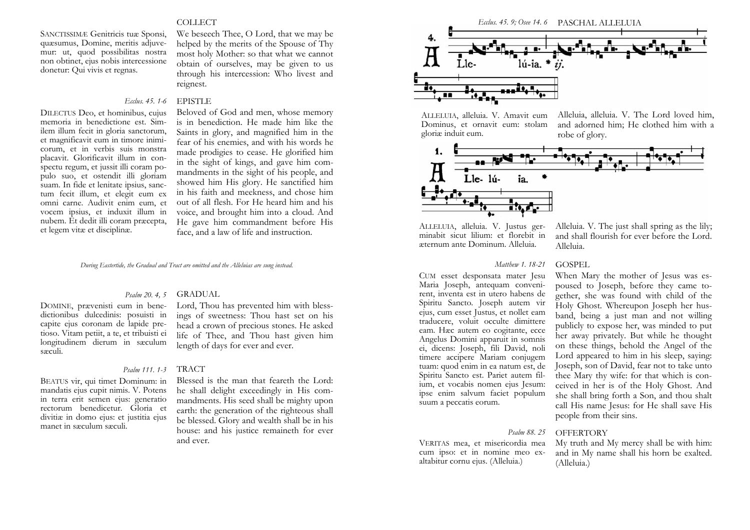## COLLECT

SANCTISSIMÆ Genitricis tuæ Sponsi, quæsumus, Domine, meritis adjuvemur: ut, quod possibilitas nostra non obtinet, ejus nobis intercessione donetur: Qui vivis et regnas.

We beseech Thee, O Lord, that we may be helped by the merits of the Spouse of Thy most holy Mother: so that what we cannot obtain of ourselves, may be given to us through his intercession: Who livest and reignest.

## EPISTLE

*Ecclus. 45. 1-6*

DILECTUS Deo, et hominibus, cujus memoria in benedictione est. Similem illum fecit in gloria sanctorum, et magnificavit eum in timore inimicorum, et in verbis suis monstra placavit. Glorificavit illum in conspectu regum, et jussit illi coram populo suo, et ostendit illi gloriam suam. In fide et lenitate ipsius, sanctum fecit illum, et elegit eum ex omni carne. Audivit enim eum, et vocem ipsius, et induxit illum in nubem. Et dedit illi coram præcepta, et legem vitæ et disciplinæ.

Beloved of God and men, whose memory is in benediction. He made him like the Saints in glory, and magnified him in the fear of his enemies, and with his words he made prodigies to cease. He glorified him in the sight of kings, and gave him commandments in the sight of his people, and showed him His glory. He sanctified him in his faith and meekness, and chose him out of all flesh. For He heard him and his voice, and brought him into a cloud. And He gave him commandment before His face, and a law of life and instruction.

*During Eastertide, the Gradual and Tract are omitted and the Alleluias are sung instead.*

## GRADUAL

*Psalm 20. 4, 5*

DOMINE, prævenisti eum in benedictionibus dulcedinis: posuisti in capite ejus coronam de lapide pretioso. Vitam petiit, a te, et tribuisti ei longitudinem dierum in sæculum sæculi.

Lord, Thou has prevented him with blessings of sweetness: Thou hast set on his head a crown of precious stones. He asked life of Thee, and Thou hast given him length of days for ever and ever.

## TRACT

*Psalm 111. 1-3*

BEATUS vir, qui timet Dominum: in mandatis ejus cupit nimis. V. Potens in terra erit semen ejus: generatio rectorum benedicetur. Gloria et divitiæ in domo ejus: et justitia ejus manet in sæculum sæculi.

Blessed is the man that feareth the Lord: he shall delight exceedingly in His commandments. His seed shall be mighty upon earth: the generation of the righteous shall be blessed. Glory and wealth shall be in his house: and his justice remaineth for ever and ever.

## PASCHAL ALLELUIA

*Ecclus. 45. 9; Osee 14. 6*

4. Alle- lúia. * ij.

ALLELUIA, alleluia. V. Amavit eum Dominus, et ornavit eum: stolam gloriæ induit eum.

Alleluia, alleluia. V. The Lord loved him, and adorned him; He clothed him with a robe of glory.

1. Alle- lú- ia. *

ALLELUIA, alleluia. V. Justus germinabit sicut lilium: et florebit in æternum ante Dominum. Alleluia.

Alleluia. V. The just shall spring as the lily; and shall flourish for ever before the Lord. Alleluia.

## GOSPEL

*Matthew 1. 18-21*

CUM esset desponsata mater Jesu Maria Joseph, antequam convenirent, inventa est in utero habens de Spiritu Sancto. Joseph autem vir ejus, cum esset Justus, et nollet eam traducere, voluit occulte dimittere eam. Hæc autem eo cogitante, ecce Angelus Domini apparuit in somnis ei, dicens: Joseph, fili David, noli timere accipere Mariam conjugem tuam: quod enim in ea natum est, de Spiritu Sancto est. Pariet autem filium, et vocabis nomen ejus Jesum: ipse enim salvum faciet populum suum a peccatis eorum.

When Mary the mother of Jesus was espoused to Joseph, before they came together, she was found with child of the Holy Ghost. Whereupon Joseph her husband, being a just man and not willing publicly to expose her, was minded to put her away privately. But while he thought on these things, behold the Angel of the Lord appeared to him in his sleep, saying: Joseph, son of David, fear not to take unto thee Mary thy wife: for that which is conceived in her is of the Holy Ghost. And she shall bring forth a Son, and thou shalt call His name Jesus: for He shall save His people from their sins.

## OFFERTORY

*Psalm 88. 25*

VERITAS mea, et misericordia mea cum ipso: et in nomine meo exaltabitur cornu ejus. (Alleluia.)

My truth and My mercy shall be with him: and in My name shall his horn be exalted. (Alleluia.)